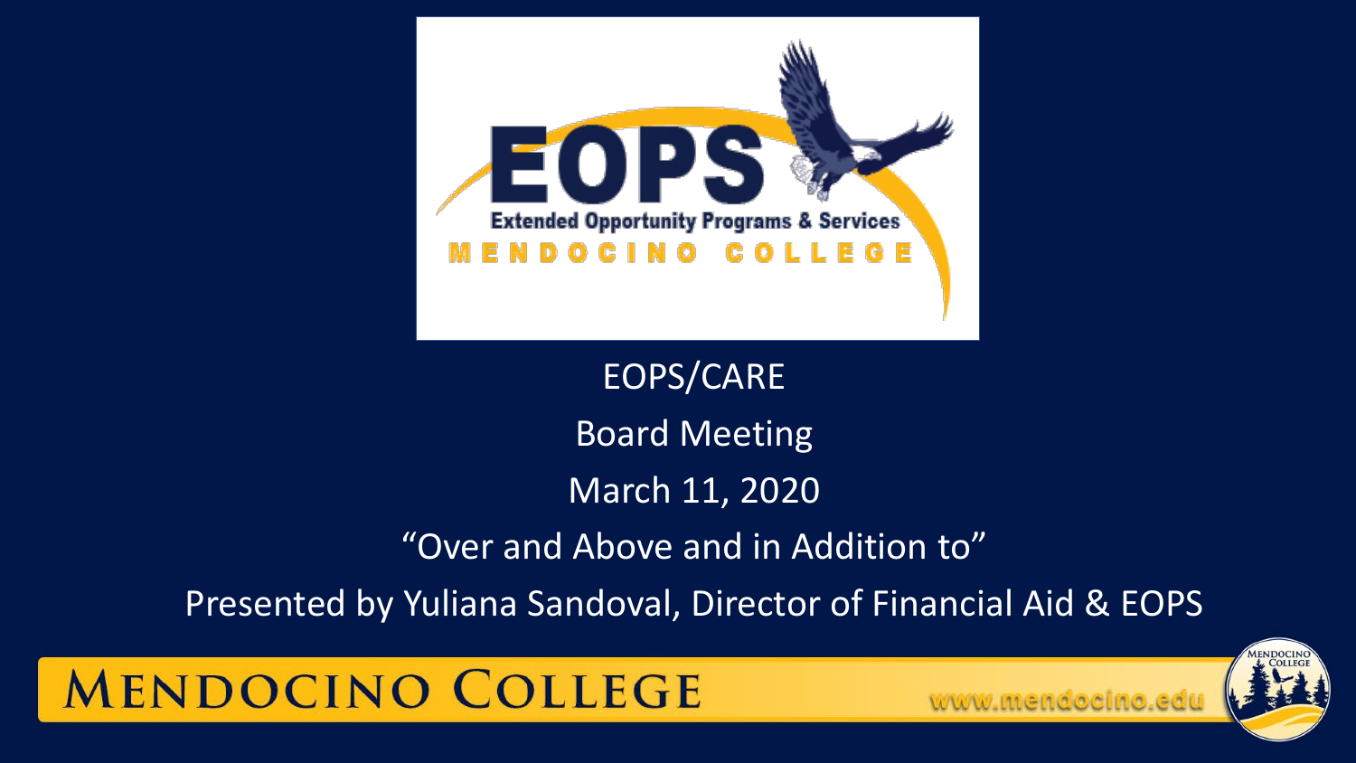EOPS

Extended Opportunity Programs & Services

MENDOCINO COLLEGE

# EOPS/CARE

Board Meeting

March 11, 2020

"Over and Above and in Addition to"

Presented by Yuliana Sandoval, Director of Financial Aid & EOPS

MENDOCINO COLLEGE

www.mendocino.edu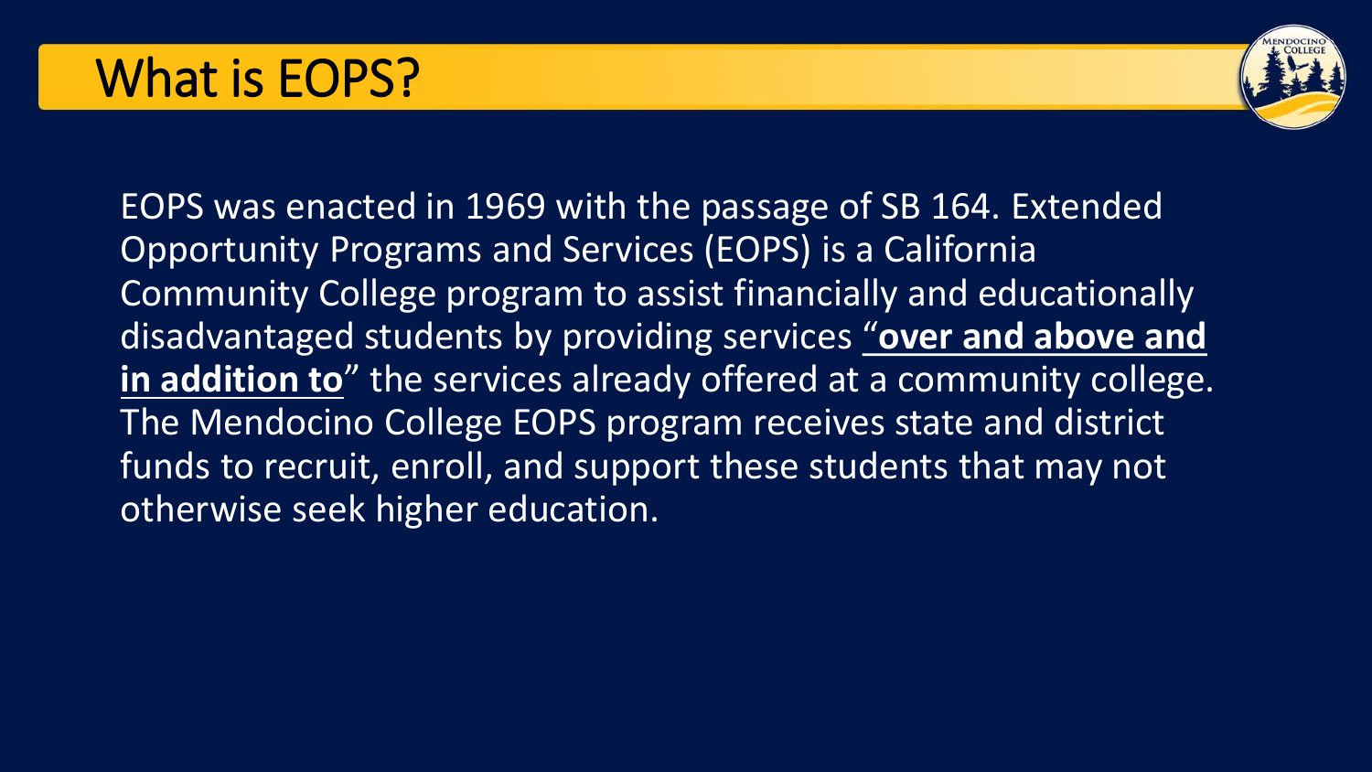# What is EOPS?

EOPS was enacted in 1969 with the passage of SB 164. Extended Opportunity Programs and Services (EOPS) is a California Community College program to assist financially and educationally disadvantaged students by providing services "**<u>over and above and in addition to</u>**" the services already offered at a community college. The Mendocino College EOPS program receives state and district funds to recruit, enroll, and support these students that may not otherwise seek higher education.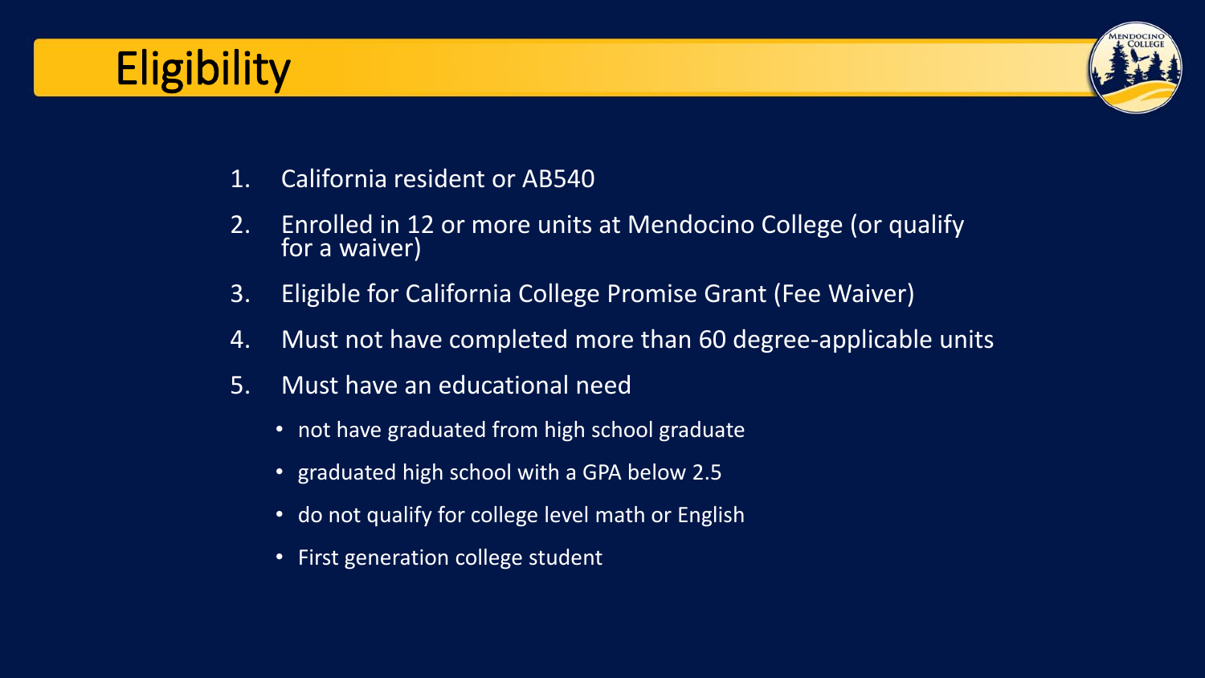# Eligibility

1. California resident or AB540
2. Enrolled in 12 or more units at Mendocino College (or qualify for a waiver)
3. Eligible for California College Promise Grant (Fee Waiver)
4. Must not have completed more than 60 degree-applicable units
5. Must have an educational need
   - not have graduated from high school graduate
   - graduated high school with a GPA below 2.5
   - do not qualify for college level math or English
   - First generation college student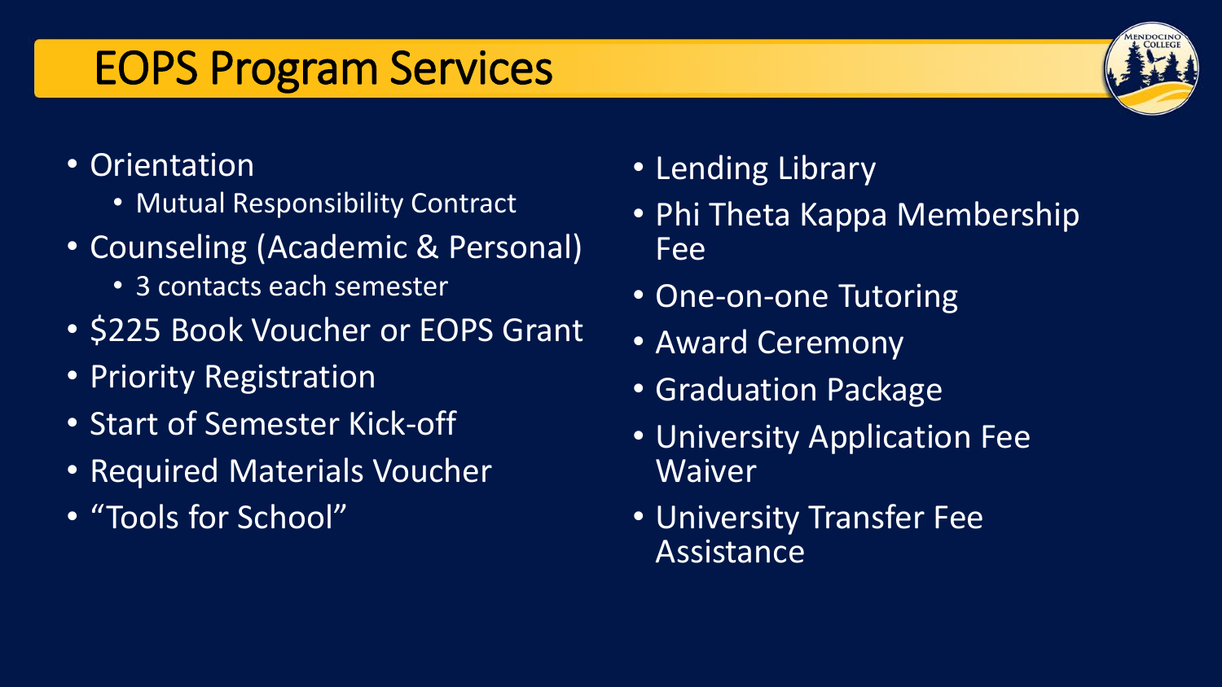# EOPS Program Services

- Orientation
  - Mutual Responsibility Contract
- Counseling (Academic & Personal)
  - 3 contacts each semester
- $225 Book Voucher or EOPS Grant
- Priority Registration
- Start of Semester Kick-off
- Required Materials Voucher
- "Tools for School"
- Lending Library
- Phi Theta Kappa Membership Fee
- One-on-one Tutoring
- Award Ceremony
- Graduation Package
- University Application Fee Waiver
- University Transfer Fee Assistance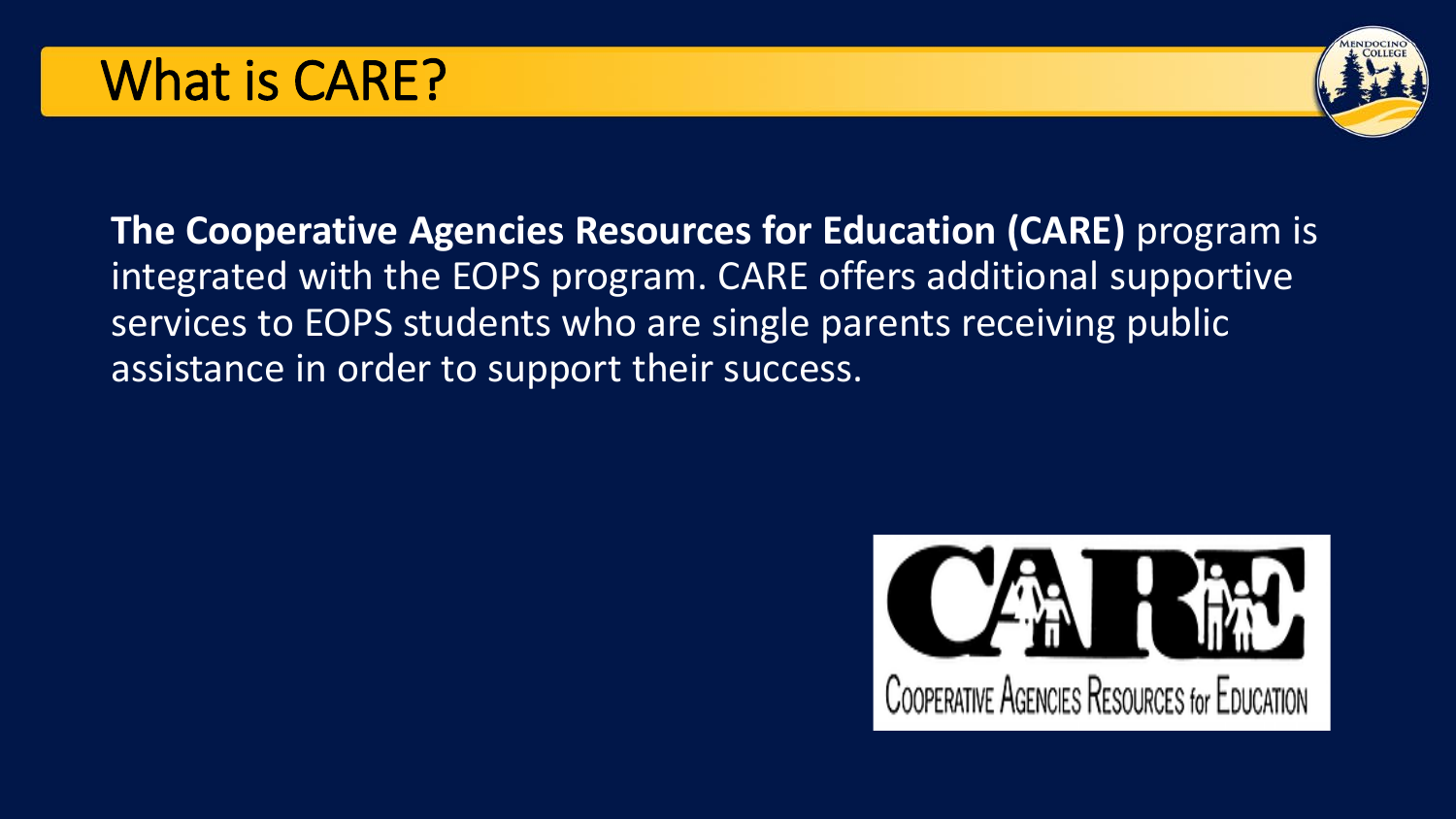# What is CARE?

**The Cooperative Agencies Resources for Education (CARE)** program is integrated with the EOPS program. CARE offers additional supportive services to EOPS students who are single parents receiving public assistance in order to support their success.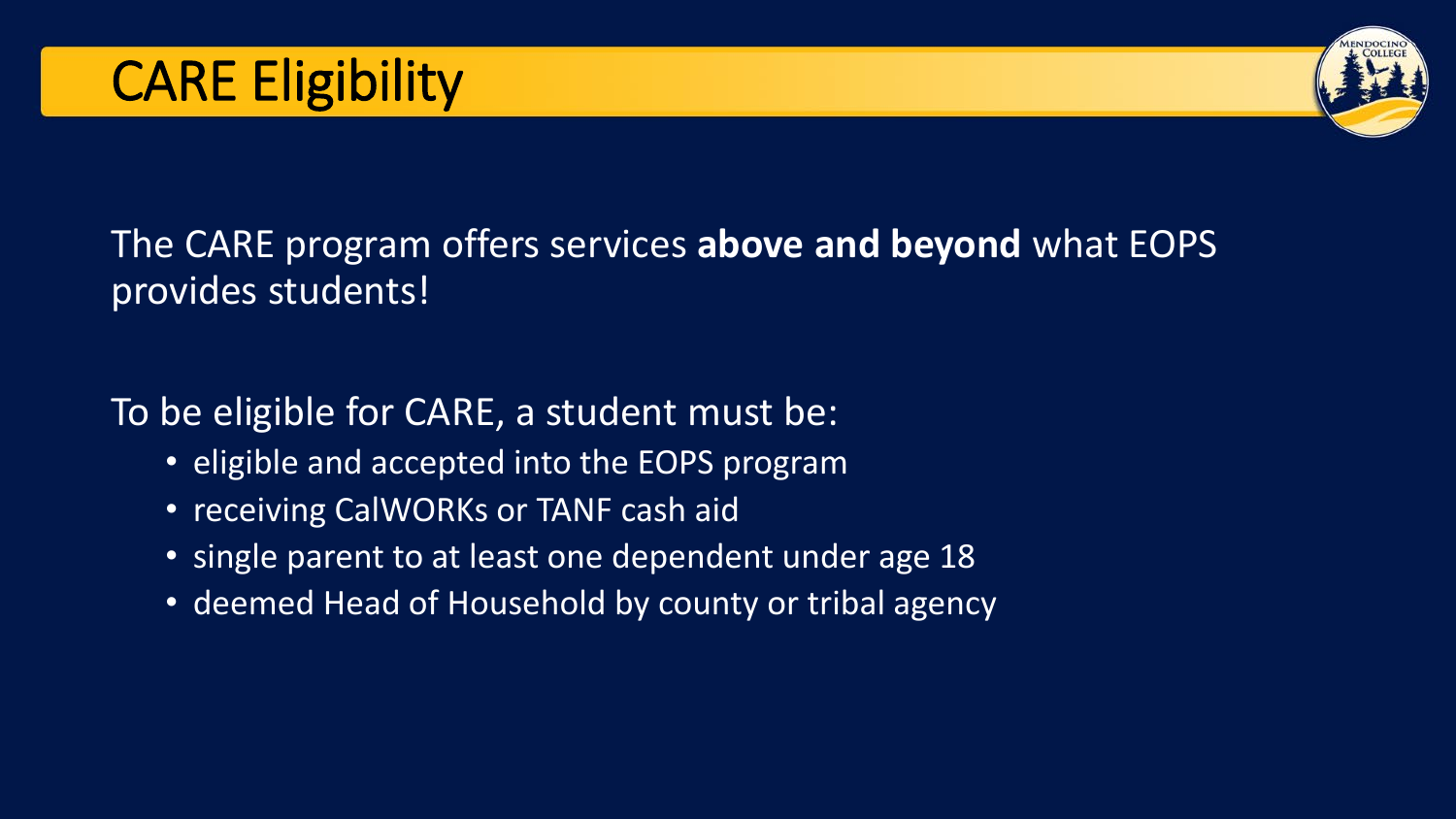# CARE Eligibility

The CARE program offers services **above and beyond** what EOPS provides students!

To be eligible for CARE, a student must be:

- eligible and accepted into the EOPS program
- receiving CalWORKs or TANF cash aid
- single parent to at least one dependent under age 18
- deemed Head of Household by county or tribal agency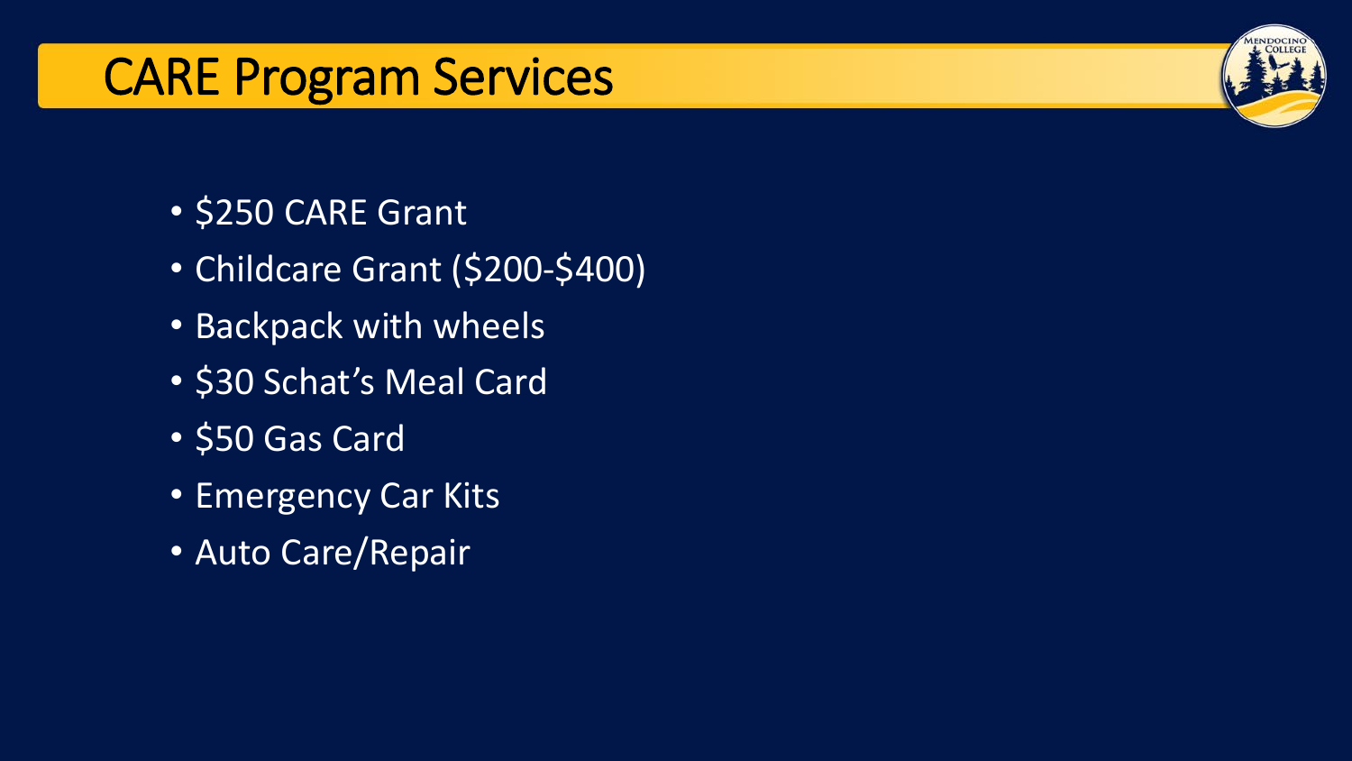# CARE Program Services

- $250 CARE Grant
- Childcare Grant ($200-$400)
- Backpack with wheels
- $30 Schat's Meal Card
- $50 Gas Card
- Emergency Car Kits
- Auto Care/Repair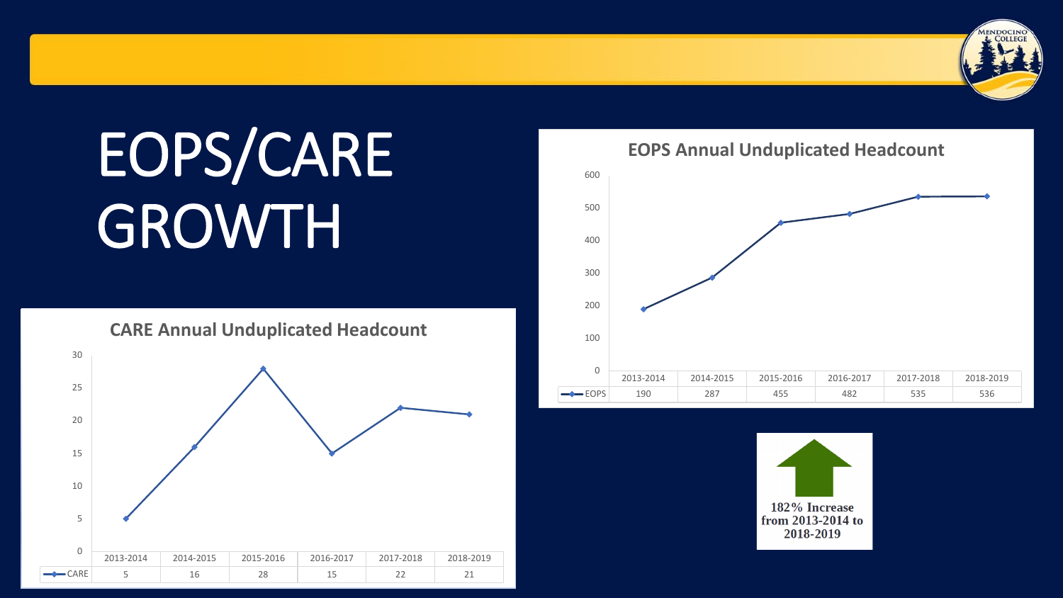# EOPS/CARE GROWTH

EOPS Annual Unduplicated Headcount

600
500
400
300
200
100
0

2013-2014
2014-2015
2015-2016
2016-2017
2017-2018
2018-2019

EOPS
190
287
455
482
535
536

182% Increase from 2013-2014 to 2018-2019

CARE Annual Unduplicated Headcount

30
25
20
15
10
5
0

2013-2014
2014-2015
2015-2016
2016-2017
2017-2018
2018-2019

CARE
5
16
28
15
22
21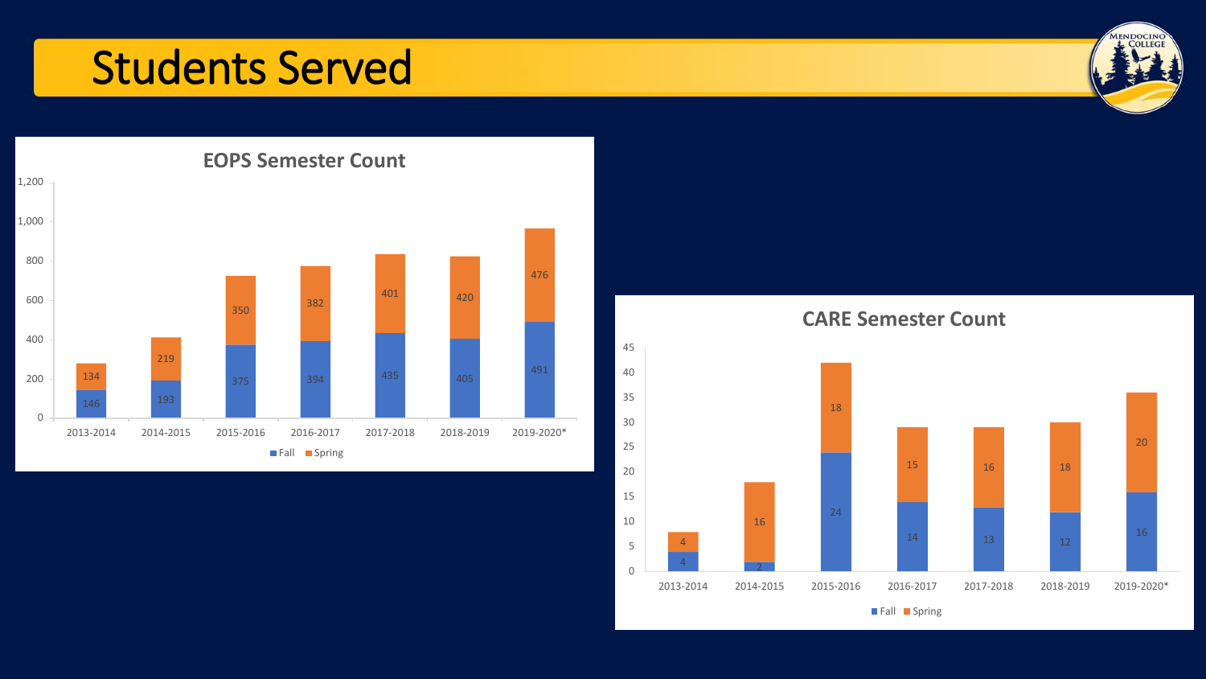# Students Served

**EOPS Semester Count**

1,200
1,000
800
600
400
200
0

2013-2014: 146, 134
2014-2015: 193, 219
2015-2016: 375, 350
2016-2017: 394, 382
2017-2018: 435, 401
2018-2019: 405, 420
2019-2020*: 491, 476

Fall Spring

**CARE Semester Count**

45
40
35
30
25
20
15
10
5
0

2013-2014: 4, 4
2014-2015: 2, 16
2015-2016: 24, 18
2016-2017: 14, 15
2017-2018: 13, 16
2018-2019: 12, 18
2019-2020*: 16, 20

Fall Spring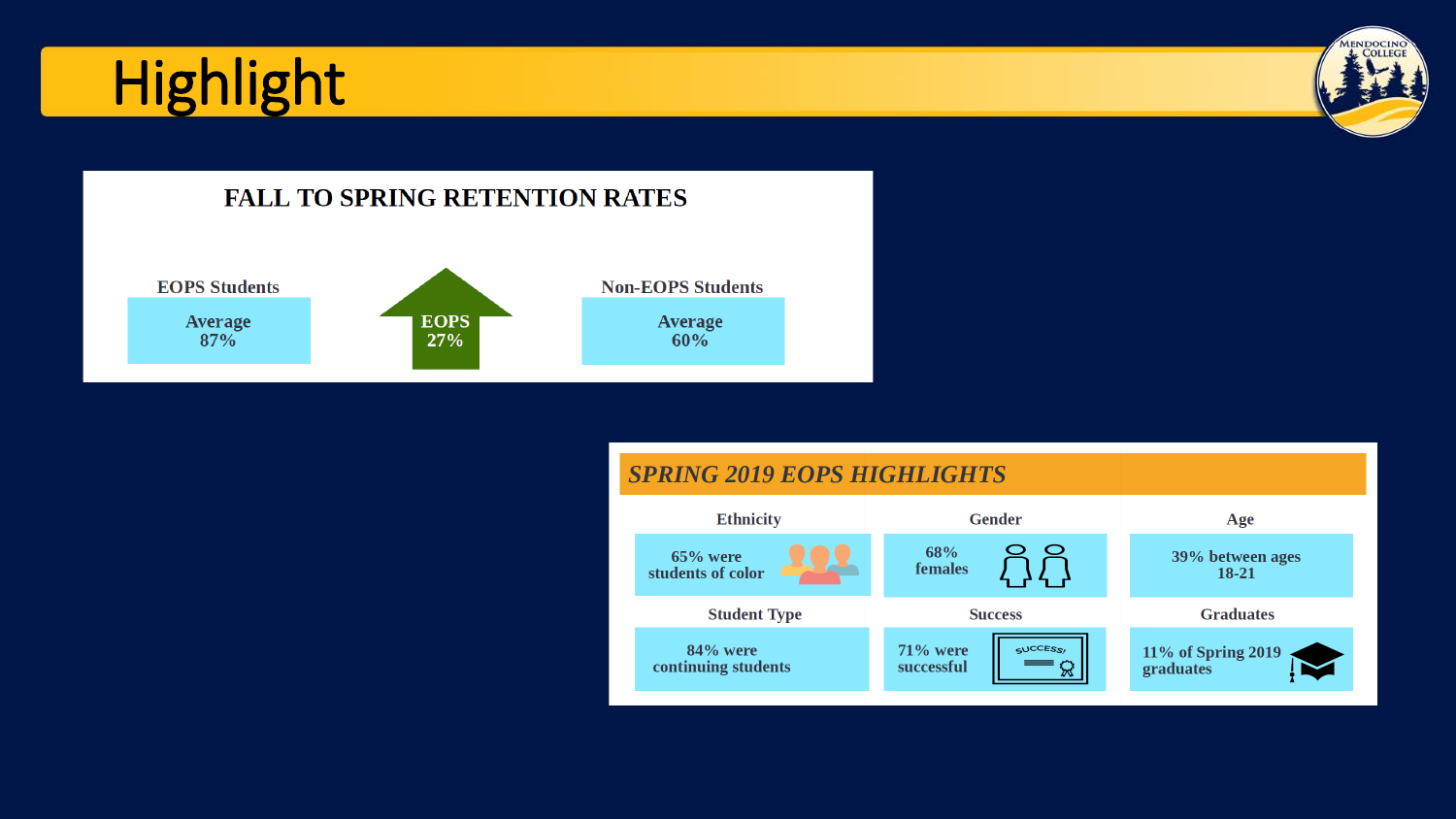# Highlight

## FALL TO SPRING RETENTION RATES

EOPS Students

Average
87%

EOPS
27%

Non-EOPS Students

Average
60%

## *SPRING 2019 EOPS HIGHLIGHTS*

**Ethnicity**

65% were students of color

**Gender**

68% females

**Age**

39% between ages 18-21

**Student Type**

84% were continuing students

**Success**

71% were successful

**Graduates**

11% of Spring 2019 graduates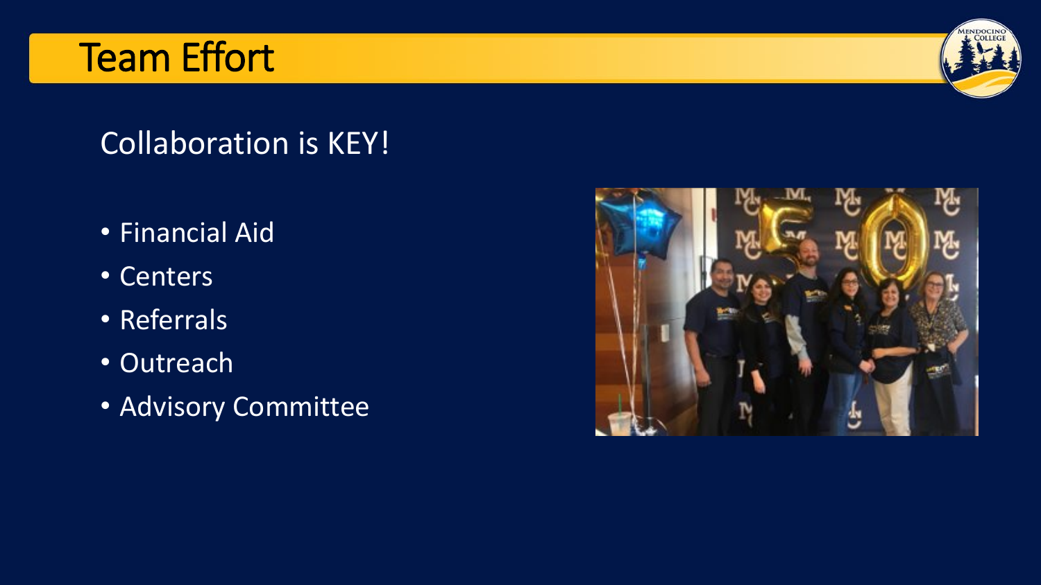# Team Effort

Collaboration is KEY!

- Financial Aid
- Centers
- Referrals
- Outreach
- Advisory Committee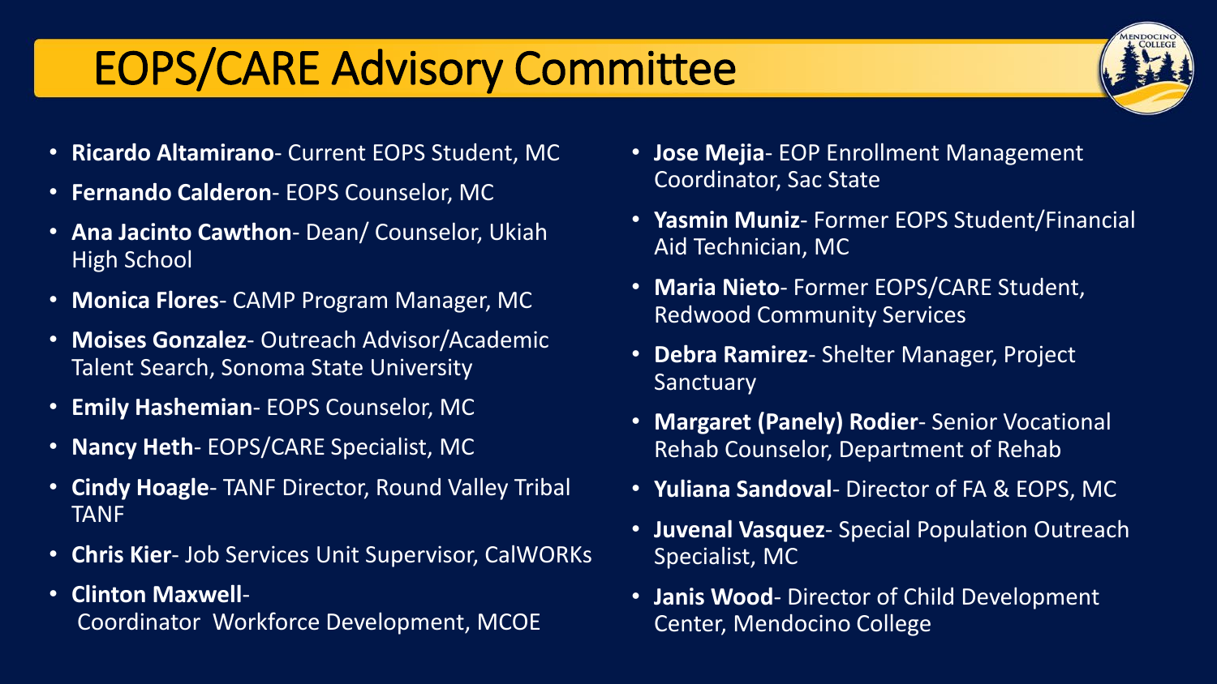# EOPS/CARE Advisory Committee

- **Ricardo Altamirano**- Current EOPS Student, MC
- **Fernando Calderon**- EOPS Counselor, MC
- **Ana Jacinto Cawthon**- Dean/ Counselor, Ukiah High School
- **Monica Flores**- CAMP Program Manager, MC
- **Moises Gonzalez**- Outreach Advisor/Academic Talent Search, Sonoma State University
- **Emily Hashemian**- EOPS Counselor, MC
- **Nancy Heth**- EOPS/CARE Specialist, MC
- **Cindy Hoagle**- TANF Director, Round Valley Tribal TANF
- **Chris Kier**- Job Services Unit Supervisor, CalWORKs
- **Clinton Maxwell**- Coordinator Workforce Development, MCOE
- **Jose Mejia**- EOP Enrollment Management Coordinator, Sac State
- **Yasmin Muniz**- Former EOPS Student/Financial Aid Technician, MC
- **Maria Nieto**- Former EOPS/CARE Student, Redwood Community Services
- **Debra Ramirez**- Shelter Manager, Project Sanctuary
- **Margaret (Panely) Rodier**- Senior Vocational Rehab Counselor, Department of Rehab
- **Yuliana Sandoval**- Director of FA & EOPS, MC
- **Juvenal Vasquez**- Special Population Outreach Specialist, MC
- **Janis Wood**- Director of Child Development Center, Mendocino College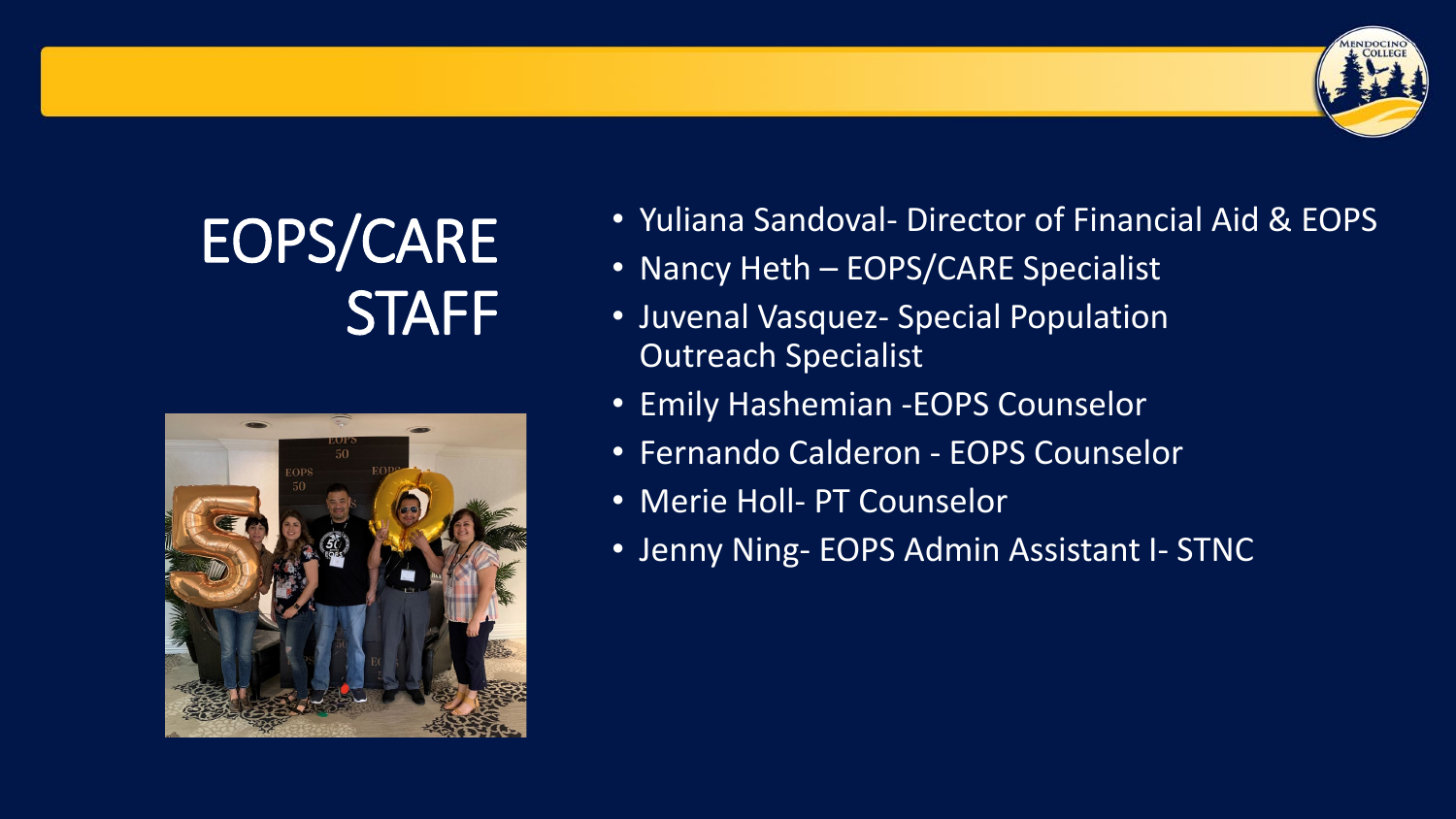# EOPS/CARE STAFF

- Yuliana Sandoval- Director of Financial Aid & EOPS
- Nancy Heth – EOPS/CARE Specialist
- Juvenal Vasquez- Special Population Outreach Specialist
- Emily Hashemian -EOPS Counselor
- Fernando Calderon - EOPS Counselor
- Merie Holl- PT Counselor
- Jenny Ning- EOPS Admin Assistant I- STNC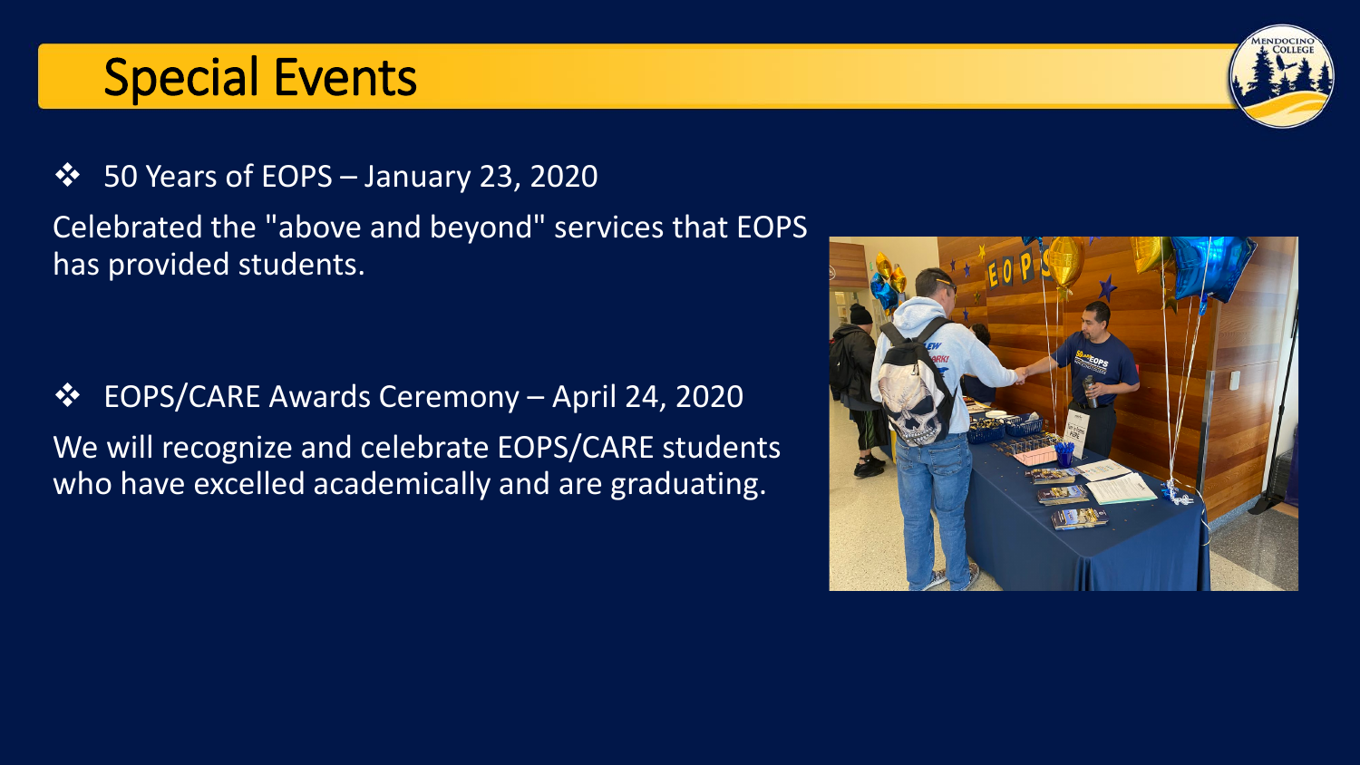# Special Events

- 50 Years of EOPS – January 23, 2020

Celebrated the "above and beyond" services that EOPS has provided students.

- EOPS/CARE Awards Ceremony – April 24, 2020

We will recognize and celebrate EOPS/CARE students who have excelled academically and are graduating.